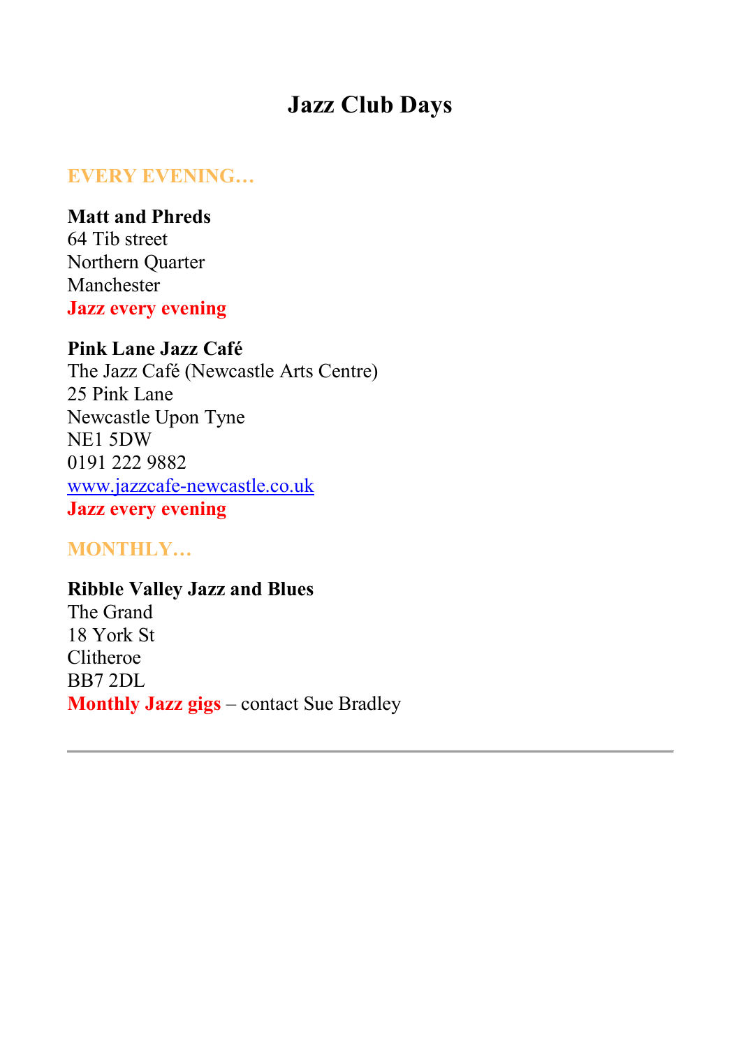# Jazz Club Days

## EVERY EVENING…

**Matt and Phreds**
64 Tib street
Northern Quarter
Manchester
**Jazz every evening**

**Pink Lane Jazz Café**
The Jazz Café (Newcastle Arts Centre)
25 Pink Lane
Newcastle Upon Tyne
NE1 5DW
0191 222 9882
www.jazzcafe-newcastle.co.uk
**Jazz every evening**

## MONTHLY…

**Ribble Valley Jazz and Blues**
The Grand
18 York St
Clitheroe
BB7 2DL
**Monthly Jazz gigs** – contact Sue Bradley

---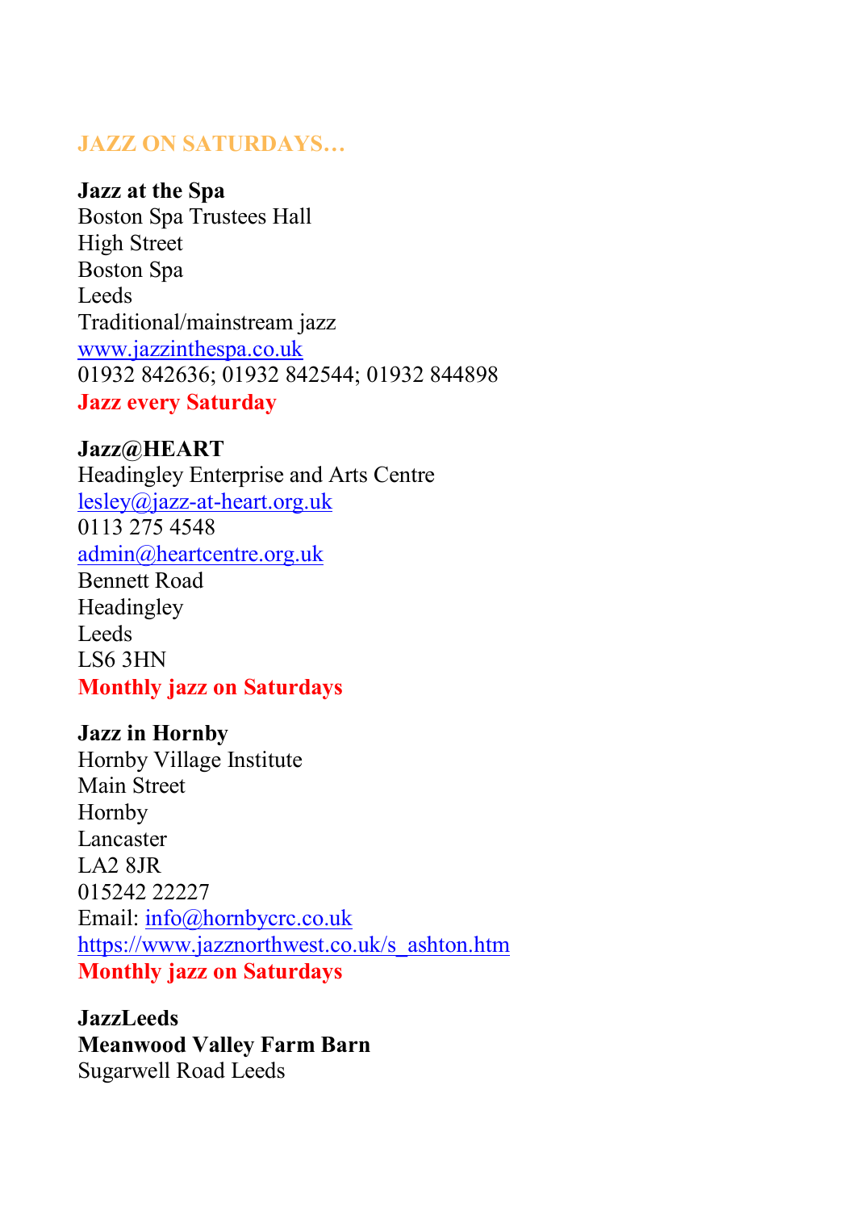## JAZZ ON SATURDAYS…

**Jazz at the Spa**
Boston Spa Trustees Hall
High Street
Boston Spa
Leeds
Traditional/mainstream jazz
www.jazzinthespa.co.uk
01932 842636; 01932 842544; 01932 844898
**Jazz every Saturday**

**Jazz@HEART**
Headingley Enterprise and Arts Centre
lesley@jazz-at-heart.org.uk
0113 275 4548
admin@heartcentre.org.uk
Bennett Road
Headingley
Leeds
LS6 3HN
**Monthly jazz on Saturdays**

**Jazz in Hornby**
Hornby Village Institute
Main Street
Hornby
Lancaster
LA2 8JR
015242 22227
Email: info@hornbycrc.co.uk
https://www.jazznorthwest.co.uk/s_ashton.htm
**Monthly jazz on Saturdays**

**JazzLeeds**
**Meanwood Valley Farm Barn**
Sugarwell Road Leeds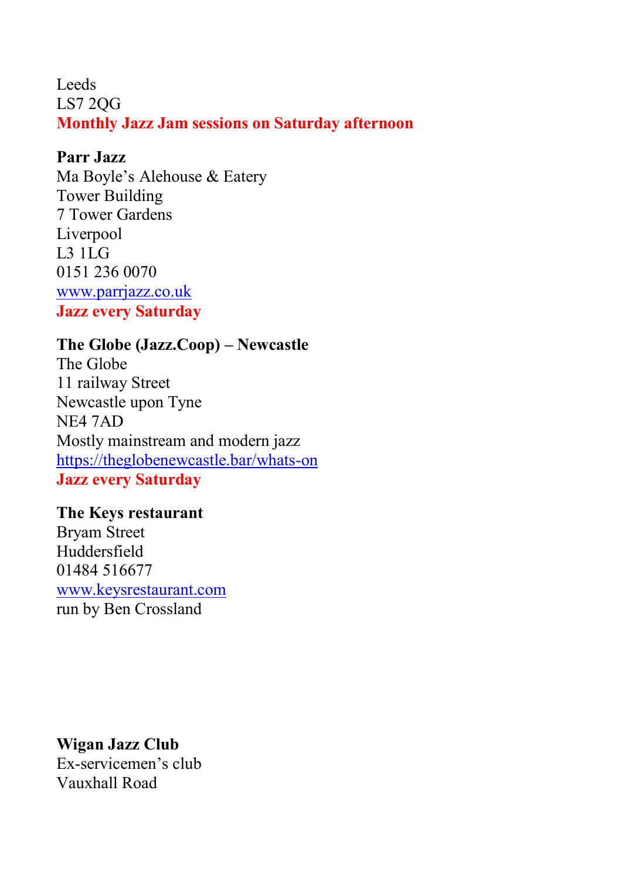Leeds  
LS7 2QG  
**Monthly Jazz Jam sessions on Saturday afternoon**

**Parr Jazz**  
Ma Boyle's Alehouse & Eatery  
Tower Building  
7 Tower Gardens  
Liverpool  
L3 1LG  
0151 236 0070  
[www.parrjazz.co.uk](http://www.parrjazz.co.uk)  
**Jazz every Saturday**

**The Globe (Jazz.Coop) – Newcastle**  
The Globe  
11 railway Street  
Newcastle upon Tyne  
NE4 7AD  
Mostly mainstream and modern jazz  
[https://theglobenewcastle.bar/whats-on](https://theglobenewcastle.bar/whats-on)  
**Jazz every Saturday**

**The Keys restaurant**  
Bryam Street  
Huddersfield  
01484 516677  
[www.keysrestaurant.com](http://www.keysrestaurant.com)  
run by Ben Crossland

**Wigan Jazz Club**  
Ex-servicemen's club  
Vauxhall Road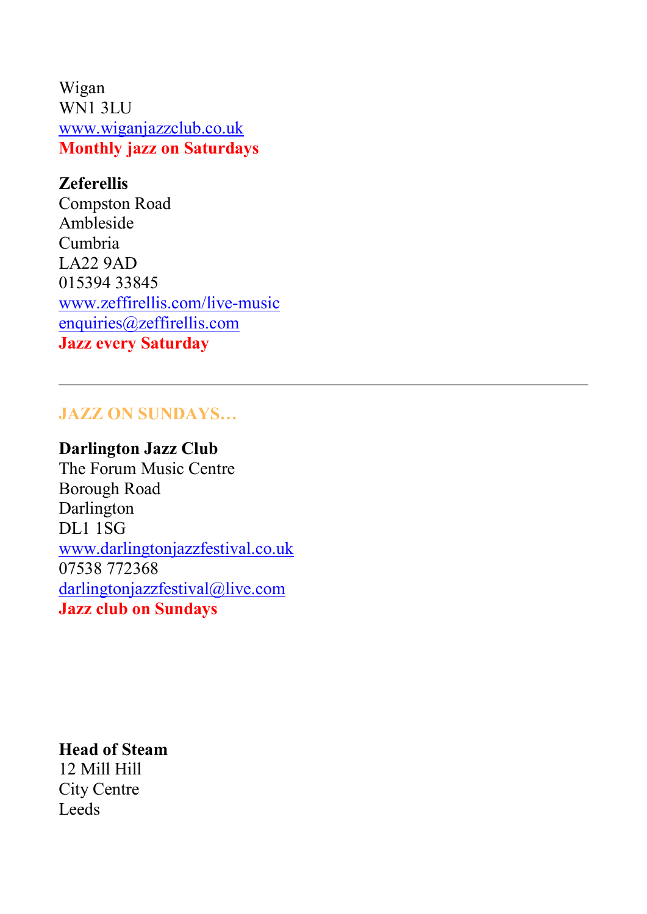Wigan
WN1 3LU
www.wiganjazzclub.co.uk
**Monthly jazz on Saturdays**

**Zeferellis**
Compston Road
Ambleside
Cumbria
LA22 9AD
015394 33845
www.zeffirellis.com/live-music
enquiries@zeffirellis.com
**Jazz every Saturday**

---

## JAZZ ON SUNDAYS…

**Darlington Jazz Club**
The Forum Music Centre
Borough Road
Darlington
DL1 1SG
www.darlingtonjazzfestival.co.uk
07538 772368
darlingtonjazzfestival@live.com
**Jazz club on Sundays**

**Head of Steam**
12 Mill Hill
City Centre
Leeds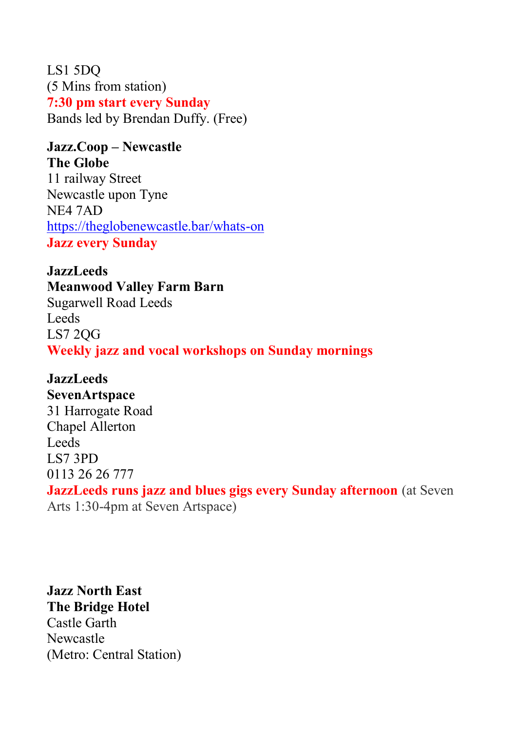LS1 5DQ
(5 Mins from station)
**7:30 pm start every Sunday**
Bands led by Brendan Duffy. (Free)

**Jazz.Coop – Newcastle**
**The Globe**
11 railway Street
Newcastle upon Tyne
NE4 7AD
[https://theglobenewcastle.bar/whats-on](https://theglobenewcastle.bar/whats-on)
**Jazz every Sunday**

**JazzLeeds**
**Meanwood Valley Farm Barn**
Sugarwell Road Leeds
Leeds
LS7 2QG
**Weekly jazz and vocal workshops on Sunday mornings**

**JazzLeeds**
**SevenArtspace**
31 Harrogate Road
Chapel Allerton
Leeds
LS7 3PD
0113 26 26 777
**JazzLeeds runs jazz and blues gigs every Sunday afternoon** (at Seven Arts 1:30-4pm at Seven Artspace)

**Jazz North East**
**The Bridge Hotel**
Castle Garth
Newcastle
(Metro: Central Station)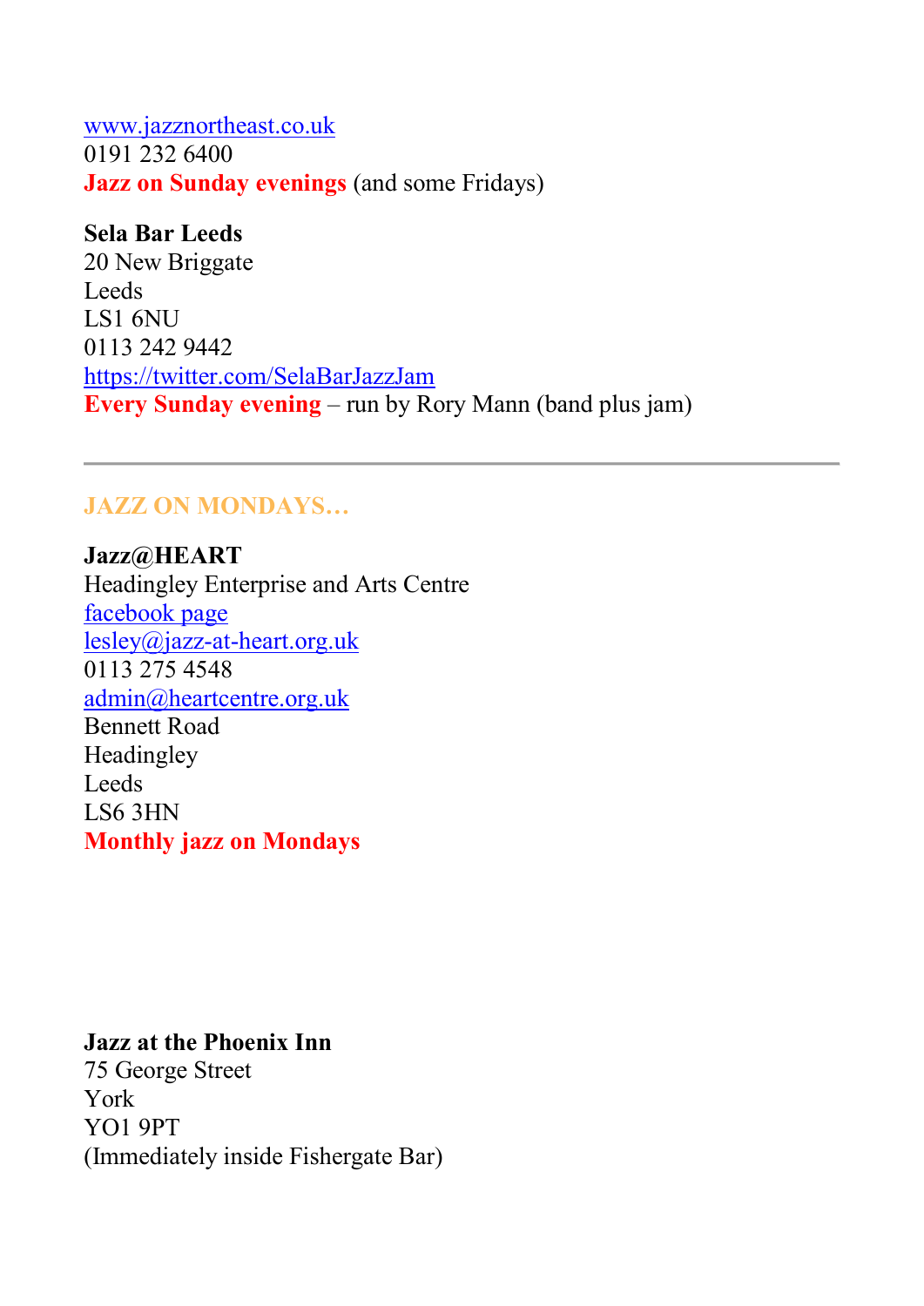[www.jazznortheast.co.uk](http://www.jazznortheast.co.uk)
0191 232 6400
**Jazz on Sunday evenings** (and some Fridays)

**Sela Bar Leeds**
20 New Briggate
Leeds
LS1 6NU
0113 242 9442
[https://twitter.com/SelaBarJazzJam](https://twitter.com/SelaBarJazzJam)
**Every Sunday evening** – run by Rory Mann (band plus jam)

---

## JAZZ ON MONDAYS…

**Jazz@HEART**
Headingley Enterprise and Arts Centre
facebook page
lesley@jazz-at-heart.org.uk
0113 275 4548
admin@heartcentre.org.uk
Bennett Road
Headingley
Leeds
LS6 3HN
**Monthly jazz on Mondays**

**Jazz at the Phoenix Inn**
75 George Street
York
YO1 9PT
(Immediately inside Fishergate Bar)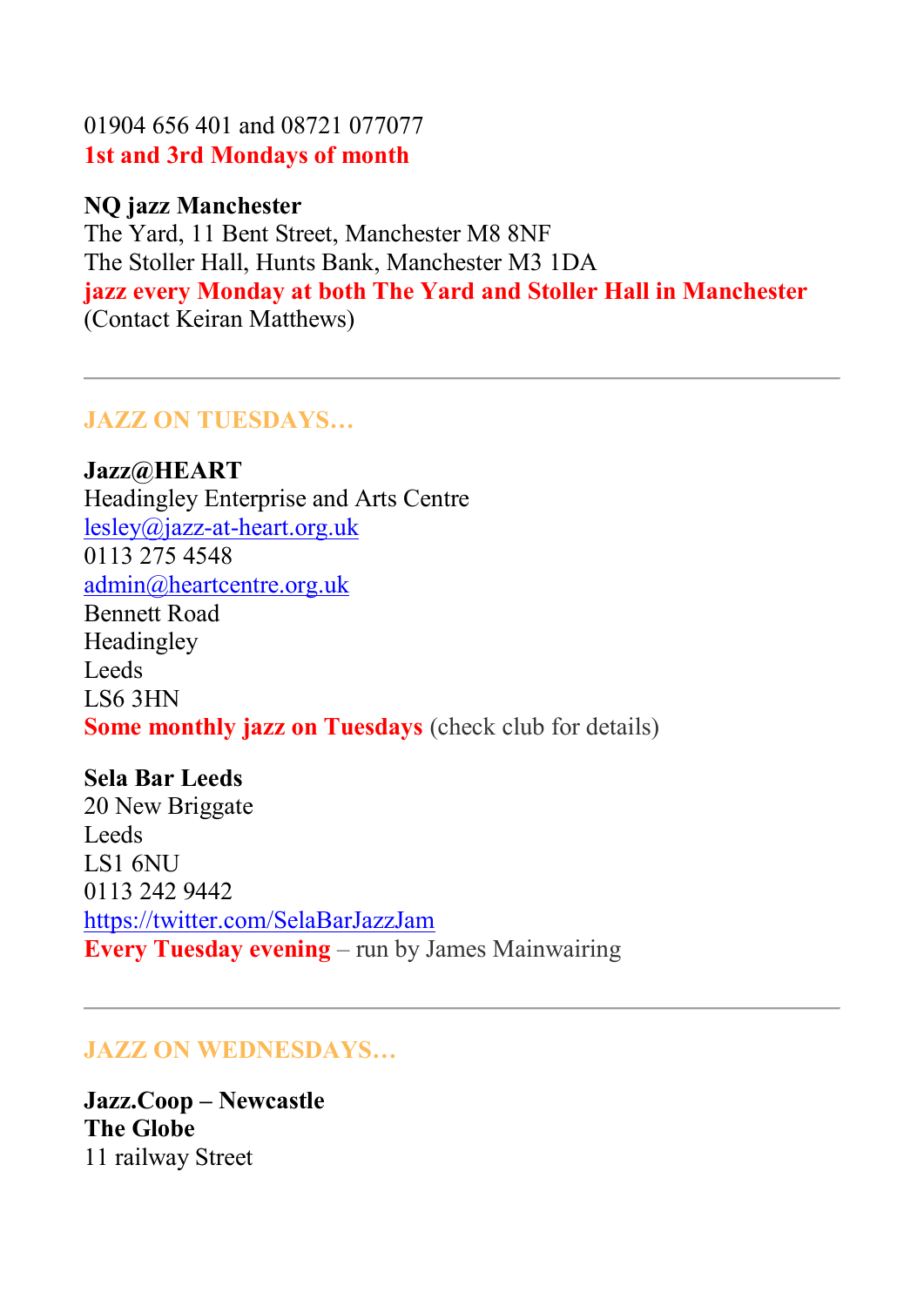01904 656 401 and 08721 077077
**1st and 3rd Mondays of month**

**NQ jazz Manchester**
The Yard, 11 Bent Street, Manchester M8 8NF
The Stoller Hall, Hunts Bank, Manchester M3 1DA
**jazz every Monday at both The Yard and Stoller Hall in Manchester**
(Contact Keiran Matthews)

---

## JAZZ ON TUESDAYS…

**Jazz@HEART**
Headingley Enterprise and Arts Centre
lesley@jazz-at-heart.org.uk
0113 275 4548
admin@heartcentre.org.uk
Bennett Road
Headingley
Leeds
LS6 3HN
**Some monthly jazz on Tuesdays** (check club for details)

**Sela Bar Leeds**
20 New Briggate
Leeds
LS1 6NU
0113 242 9442
https://twitter.com/SelaBarJazzJam
**Every Tuesday evening** – run by James Mainwairing

---

## JAZZ ON WEDNESDAYS…

**Jazz.Coop – Newcastle**
**The Globe**
11 railway Street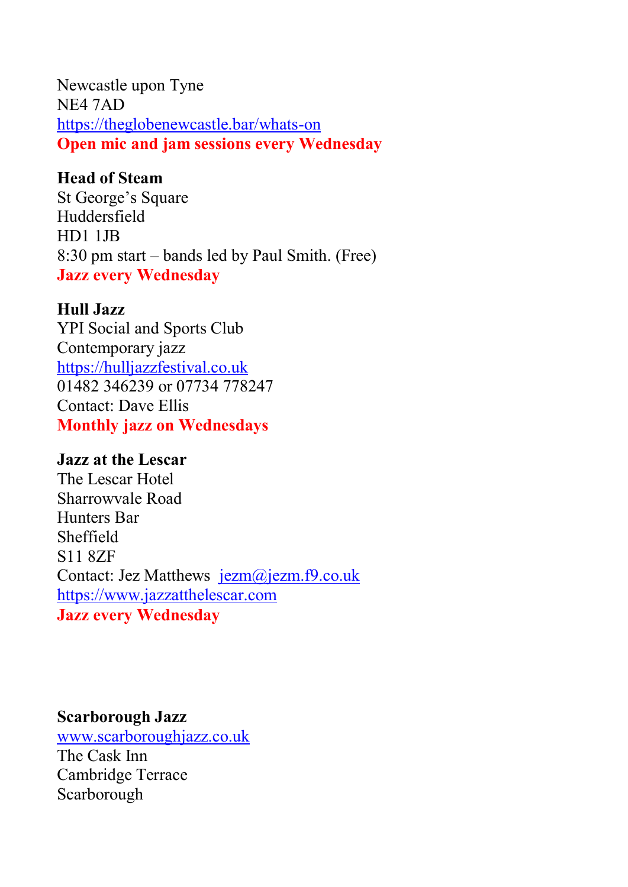Newcastle upon Tyne
NE4 7AD
https://theglobenewcastle.bar/whats-on
**Open mic and jam sessions every Wednesday**

**Head of Steam**
St George's Square
Huddersfield
HD1 1JB
8:30 pm start – bands led by Paul Smith. (Free)
**Jazz every Wednesday**

**Hull Jazz**
YPI Social and Sports Club
Contemporary jazz
https://hulljazzfestival.co.uk
01482 346239 or 07734 778247
Contact: Dave Ellis
**Monthly jazz on Wednesdays**

**Jazz at the Lescar**
The Lescar Hotel
Sharrowvale Road
Hunters Bar
Sheffield
S11 8ZF
Contact: Jez Matthews jezm@jezm.f9.co.uk
https://www.jazzatthelescar.com
**Jazz every Wednesday**

**Scarborough Jazz**
www.scarboroughjazz.co.uk
The Cask Inn
Cambridge Terrace
Scarborough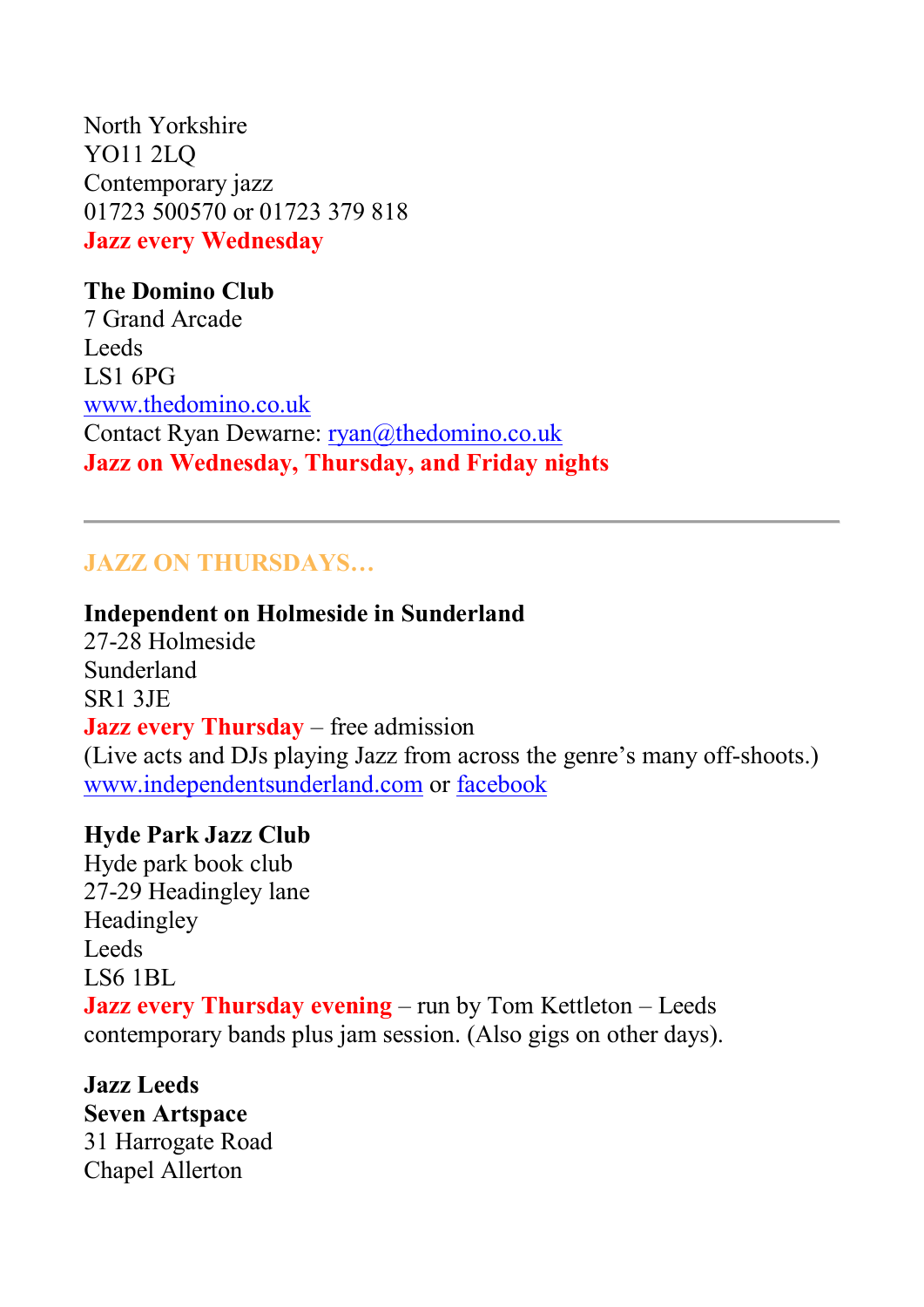North Yorkshire
YO11 2LQ
Contemporary jazz
01723 500570 or 01723 379 818
**Jazz every Wednesday**

**The Domino Club**
7 Grand Arcade
Leeds
LS1 6PG
[www.thedomino.co.uk](http://www.thedomino.co.uk)
Contact Ryan Dewarne: [ryan@thedomino.co.uk](mailto:ryan@thedomino.co.uk)
**Jazz on Wednesday, Thursday, and Friday nights**

---

## JAZZ ON THURSDAYS…

**Independent on Holmeside in Sunderland**
27-28 Holmeside
Sunderland
SR1 3JE
**Jazz every Thursday** – free admission
(Live acts and DJs playing Jazz from across the genre's many off-shoots.)
[www.independentsunderland.com](http://www.independentsunderland.com) or [facebook]()

**Hyde Park Jazz Club**
Hyde park book club
27-29 Headingley lane
Headingley
Leeds
LS6 1BL
**Jazz every Thursday evening** – run by Tom Kettleton – Leeds contemporary bands plus jam session. (Also gigs on other days).

**Jazz Leeds**
**Seven Artspace**
31 Harrogate Road
Chapel Allerton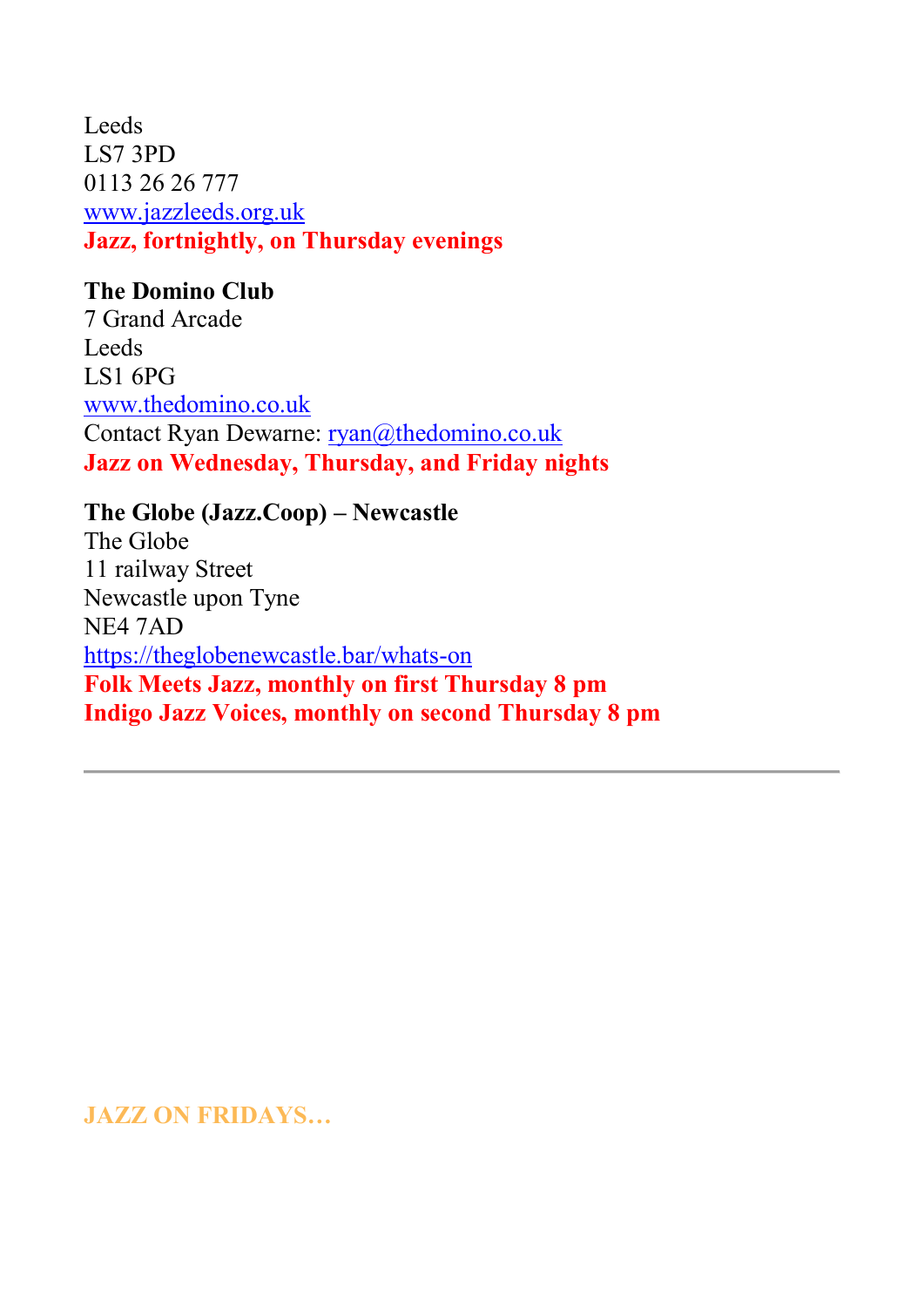Leeds
LS7 3PD
0113 26 26 777
[www.jazzleeds.org.uk](http://www.jazzleeds.org.uk)
**Jazz, fortnightly, on Thursday evenings**

**The Domino Club**
7 Grand Arcade
Leeds
LS1 6PG
[www.thedomino.co.uk](http://www.thedomino.co.uk)
Contact Ryan Dewarne: [ryan@thedomino.co.uk](mailto:ryan@thedomino.co.uk)
**Jazz on Wednesday, Thursday, and Friday nights**

**The Globe (Jazz.Coop) – Newcastle**
The Globe
11 railway Street
Newcastle upon Tyne
NE4 7AD
[https://theglobenewcastle.bar/whats-on](https://theglobenewcastle.bar/whats-on)
**Folk Meets Jazz, monthly on first Thursday 8 pm**
**Indigo Jazz Voices, monthly on second Thursday 8 pm**

---

## JAZZ ON FRIDAYS…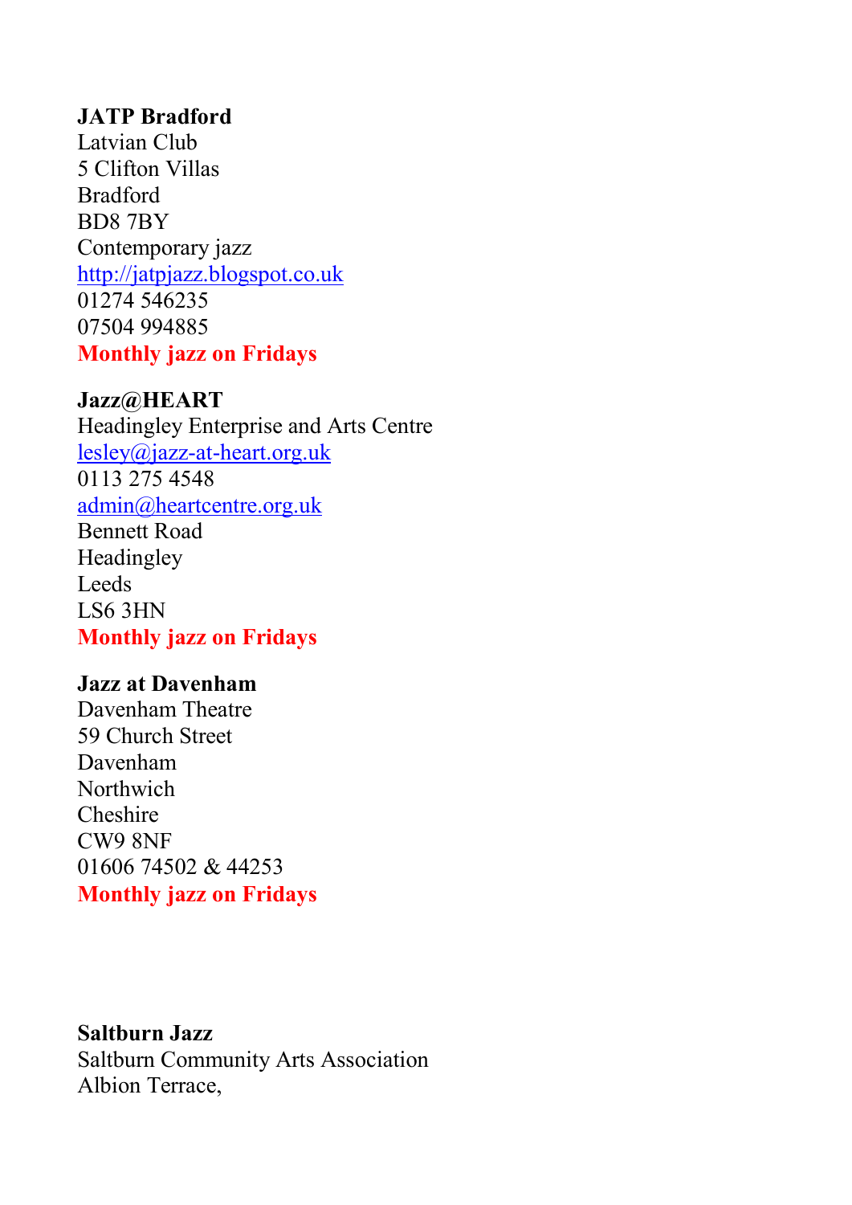**JATP Bradford**
Latvian Club
5 Clifton Villas
Bradford
BD8 7BY
Contemporary jazz
http://jatpjazz.blogspot.co.uk
01274 546235
07504 994885
**Monthly jazz on Fridays**

**Jazz@HEART**
Headingley Enterprise and Arts Centre
lesley@jazz-at-heart.org.uk
0113 275 4548
admin@heartcentre.org.uk
Bennett Road
Headingley
Leeds
LS6 3HN
**Monthly jazz on Fridays**

**Jazz at Davenham**
Davenham Theatre
59 Church Street
Davenham
Northwich
Cheshire
CW9 8NF
01606 74502 & 44253
**Monthly jazz on Fridays**

**Saltburn Jazz**
Saltburn Community Arts Association
Albion Terrace,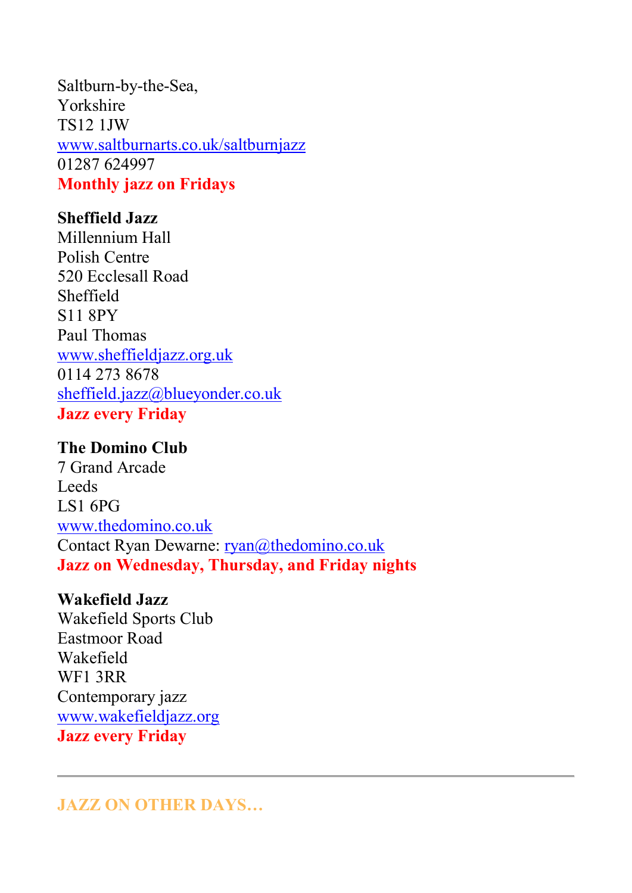Saltburn-by-the-Sea,
Yorkshire
TS12 1JW
www.saltburnarts.co.uk/saltburnjazz
01287 624997
**Monthly jazz on Fridays**

**Sheffield Jazz**
Millennium Hall
Polish Centre
520 Ecclesall Road
Sheffield
S11 8PY
Paul Thomas
www.sheffieldjazz.org.uk
0114 273 8678
sheffield.jazz@blueyonder.co.uk
**Jazz every Friday**

**The Domino Club**
7 Grand Arcade
Leeds
LS1 6PG
www.thedomino.co.uk
Contact Ryan Dewarne: ryan@thedomino.co.uk
**Jazz on Wednesday, Thursday, and Friday nights**

**Wakefield Jazz**
Wakefield Sports Club
Eastmoor Road
Wakefield
WF1 3RR
Contemporary jazz
www.wakefieldjazz.org
**Jazz every Friday**

---

## JAZZ ON OTHER DAYS…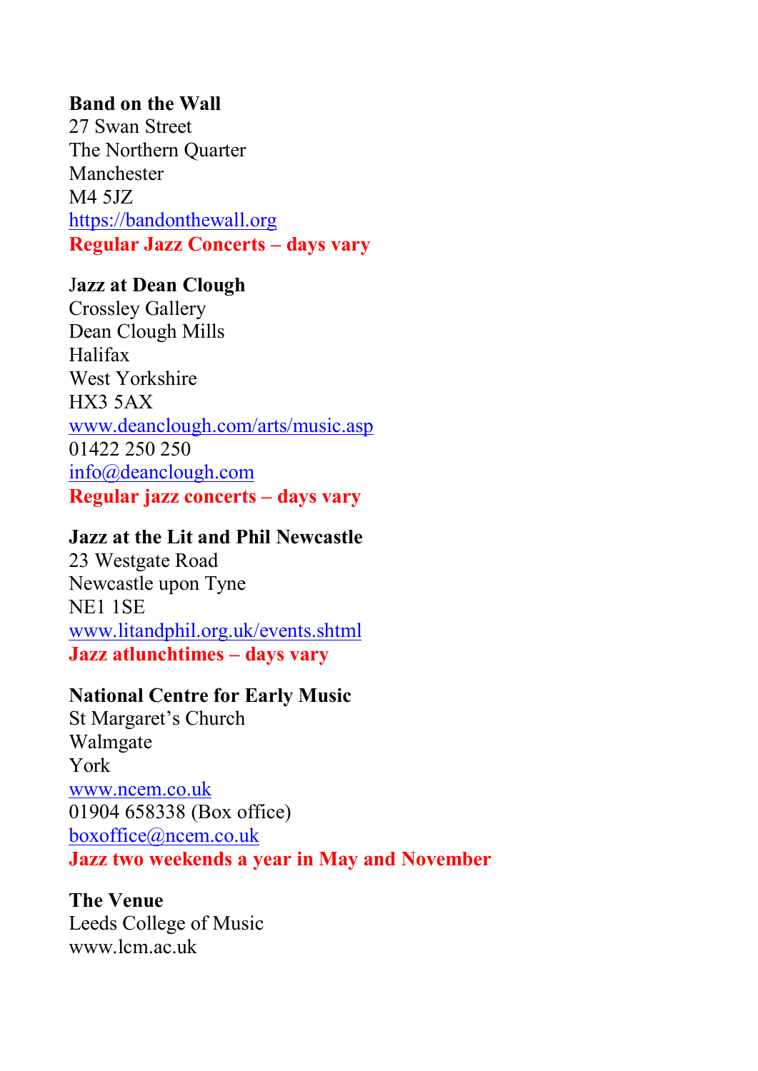**Band on the Wall**
27 Swan Street
The Northern Quarter
Manchester
M4 5JZ
[https://bandonthewall.org](https://bandonthewall.org)
**Regular Jazz Concerts – days vary**

**Jazz at Dean Clough**
Crossley Gallery
Dean Clough Mills
Halifax
West Yorkshire
HX3 5AX
[www.deanclough.com/arts/music.asp](www.deanclough.com/arts/music.asp)
01422 250 250
[info@deanclough.com](mailto:info@deanclough.com)
**Regular jazz concerts – days vary**

**Jazz at the Lit and Phil Newcastle**
23 Westgate Road
Newcastle upon Tyne
NE1 1SE
[www.litandphil.org.uk/events.shtml](www.litandphil.org.uk/events.shtml)
**Jazz atlunchtimes – days vary**

**National Centre for Early Music**
St Margaret's Church
Walmgate
York
[www.ncem.co.uk](www.ncem.co.uk)
01904 658338 (Box office)
[boxoffice@ncem.co.uk](mailto:boxoffice@ncem.co.uk)
**Jazz two weekends a year in May and November**

**The Venue**
Leeds College of Music
www.lcm.ac.uk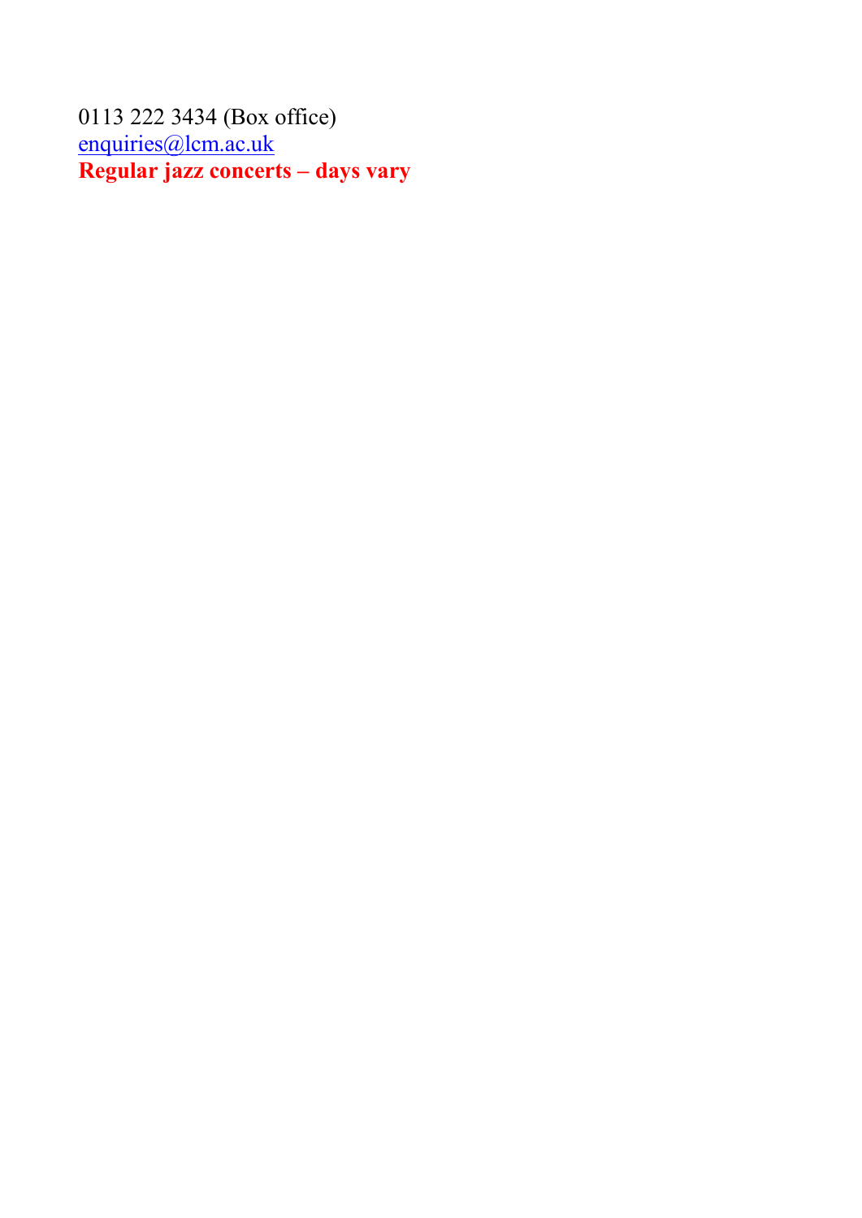0113 222 3434 (Box office)
enquiries@lcm.ac.uk
**Regular jazz concerts – days vary**